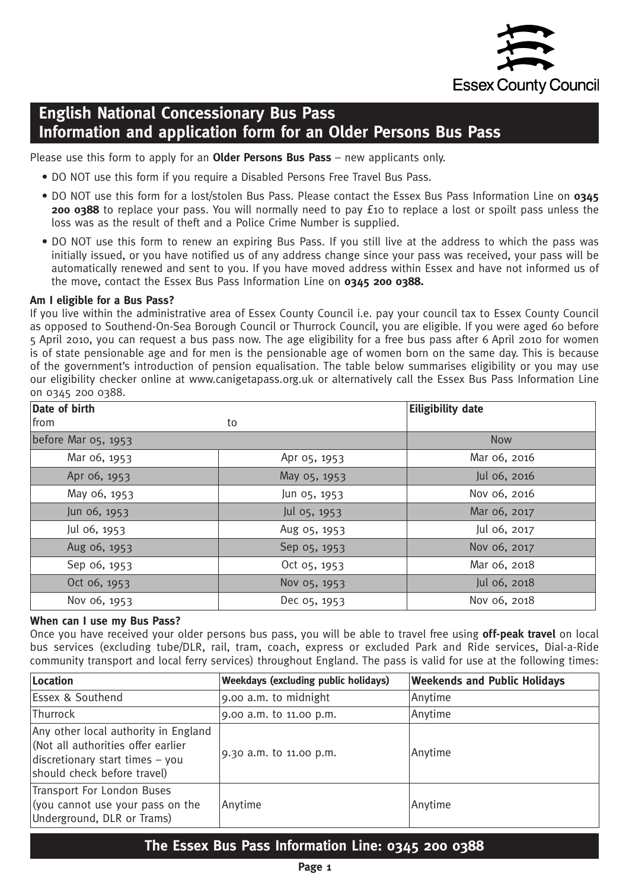Essex County Council

# English National Concessionary Bus Pass
# Information and application form for an Older Persons Bus Pass

Please use this form to apply for an **Older Persons Bus Pass** – new applicants only.

- DO NOT use this form if you require a Disabled Persons Free Travel Bus Pass.
- DO NOT use this form for a lost/stolen Bus Pass. Please contact the Essex Bus Pass Information Line on **0345 200 0388** to replace your pass. You will normally need to pay £10 to replace a lost or spoilt pass unless the loss was as the result of theft and a Police Crime Number is supplied.
- DO NOT use this form to renew an expiring Bus Pass. If you still live at the address to which the pass was initially issued, or you have notified us of any address change since your pass was received, your pass will be automatically renewed and sent to you. If you have moved address within Essex and have not informed us of the move, contact the Essex Bus Pass Information Line on **0345 200 0388.**

**Am I eligible for a Bus Pass?**

If you live within the administrative area of Essex County Council i.e. pay your council tax to Essex County Council as opposed to Southend-On-Sea Borough Council or Thurrock Council, you are eligible. If you were aged 60 before 5 April 2010, you can request a bus pass now. The age eligibility for a free bus pass after 6 April 2010 for women is of state pensionable age and for men is the pensionable age of women born on the same day. This is because of the government's introduction of pension equalisation. The table below summarises eligibility or you may use our eligibility checker online at www.canigetapass.org.uk or alternatively call the Essex Bus Pass Information Line on 0345 200 0388.

| Date of birth from | to | Eiligibility date |
|---|---|---|
| before Mar 05, 1953 | | Now |
| Mar 06, 1953 | Apr 05, 1953 | Mar 06, 2016 |
| Apr 06, 1953 | May 05, 1953 | Jul 06, 2016 |
| May 06, 1953 | Jun 05, 1953 | Nov 06, 2016 |
| Jun 06, 1953 | Jul 05, 1953 | Mar 06, 2017 |
| Jul 06, 1953 | Aug 05, 1953 | Jul 06, 2017 |
| Aug 06, 1953 | Sep 05, 1953 | Nov 06, 2017 |
| Sep 06, 1953 | Oct 05, 1953 | Mar 06, 2018 |
| Oct 06, 1953 | Nov 05, 1953 | Jul 06, 2018 |
| Nov 06, 1953 | Dec 05, 1953 | Nov 06, 2018 |

**When can I use my Bus Pass?**

Once you have received your older persons bus pass, you will be able to travel free using **off-peak travel** on local bus services (excluding tube/DLR, rail, tram, coach, express or excluded Park and Ride services, Dial-a-Ride community transport and local ferry services) throughout England. The pass is valid for use at the following times:

| Location | Weekdays (excluding public holidays) | Weekends and Public Holidays |
|---|---|---|
| Essex & Southend | 9.00 a.m. to midnight | Anytime |
| Thurrock | 9.00 a.m. to 11.00 p.m. | Anytime |
| Any other local authority in England (Not all authorities offer earlier discretionary start times – you should check before travel) | 9.30 a.m. to 11.00 p.m. | Anytime |
| Transport For London Buses (you cannot use your pass on the Underground, DLR or Trams) | Anytime | Anytime |

**The Essex Bus Pass Information Line: 0345 200 0388**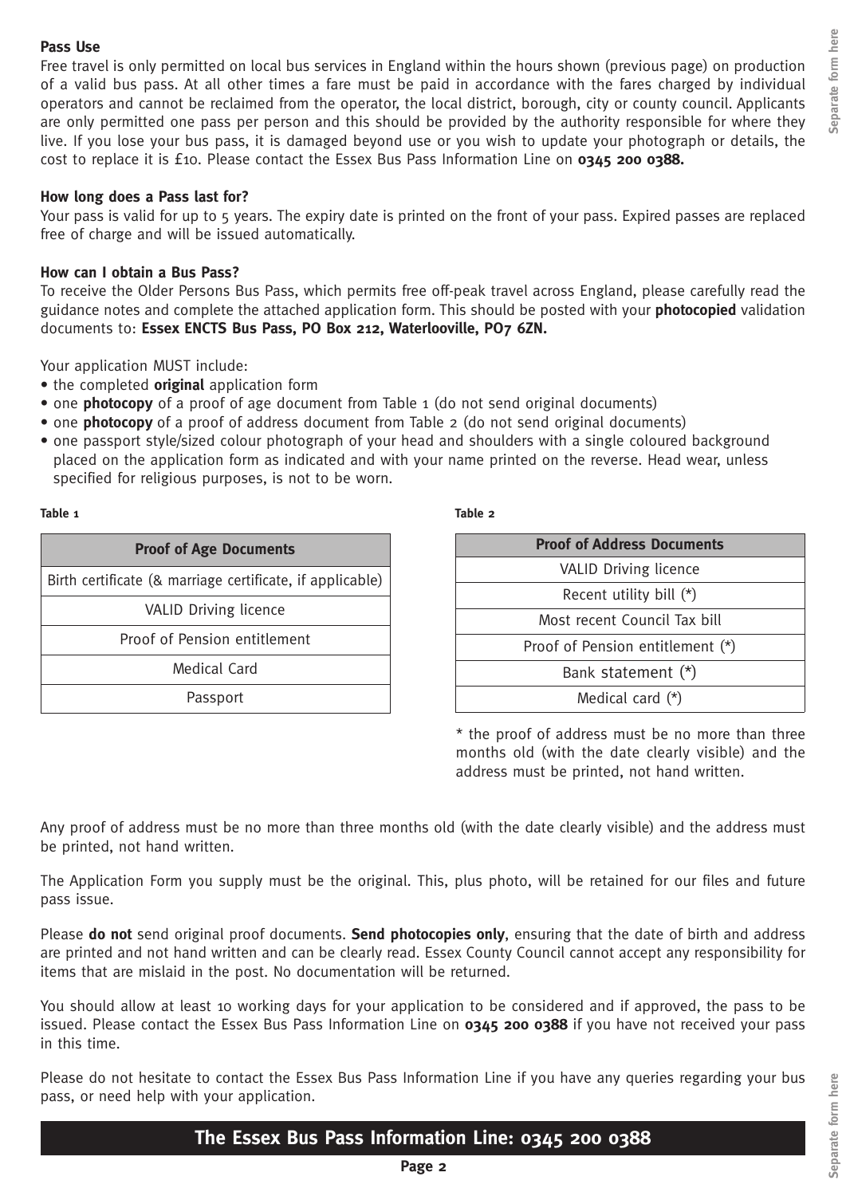**Pass Use**

Free travel is only permitted on local bus services in England within the hours shown (previous page) on production of a valid bus pass. At all other times a fare must be paid in accordance with the fares charged by individual operators and cannot be reclaimed from the operator, the local district, borough, city or county council. Applicants are only permitted one pass per person and this should be provided by the authority responsible for where they live. If you lose your bus pass, it is damaged beyond use or you wish to update your photograph or details, the cost to replace it is £10. Please contact the Essex Bus Pass Information Line on **0345 200 0388.**

**How long does a Pass last for?**

Your pass is valid for up to 5 years. The expiry date is printed on the front of your pass. Expired passes are replaced free of charge and will be issued automatically.

**How can I obtain a Bus Pass?**

To receive the Older Persons Bus Pass, which permits free off-peak travel across England, please carefully read the guidance notes and complete the attached application form. This should be posted with your **photocopied** validation documents to: **Essex ENCTS Bus Pass, PO Box 212, Waterlooville, PO7 6ZN.**

Your application MUST include:

- the completed **original** application form
- one **photocopy** of a proof of age document from Table 1 (do not send original documents)
- one **photocopy** of a proof of address document from Table 2 (do not send original documents)
- one passport style/sized colour photograph of your head and shoulders with a single coloured background placed on the application form as indicated and with your name printed on the reverse. Head wear, unless specified for religious purposes, is not to be worn.

**Table 1**

| Proof of Age Documents |
|---|
| Birth certificate (& marriage certificate, if applicable) |
| VALID Driving licence |
| Proof of Pension entitlement |
| Medical Card |
| Passport |

**Table 2**

| Proof of Address Documents |
|---|
| VALID Driving licence |
| Recent utility bill (*) |
| Most recent Council Tax bill |
| Proof of Pension entitlement (*) |
| Bank statement (*) |
| Medical card (*) |

* the proof of address must be no more than three months old (with the date clearly visible) and the address must be printed, not hand written.

Any proof of address must be no more than three months old (with the date clearly visible) and the address must be printed, not hand written.

The Application Form you supply must be the original. This, plus photo, will be retained for our files and future pass issue.

Please **do not** send original proof documents. **Send photocopies only**, ensuring that the date of birth and address are printed and not hand written and can be clearly read. Essex County Council cannot accept any responsibility for items that are mislaid in the post. No documentation will be returned.

You should allow at least 10 working days for your application to be considered and if approved, the pass to be issued. Please contact the Essex Bus Pass Information Line on **0345 200 0388** if you have not received your pass in this time.

Please do not hesitate to contact the Essex Bus Pass Information Line if you have any queries regarding your bus pass, or need help with your application.

**The Essex Bus Pass Information Line: 0345 200 0388**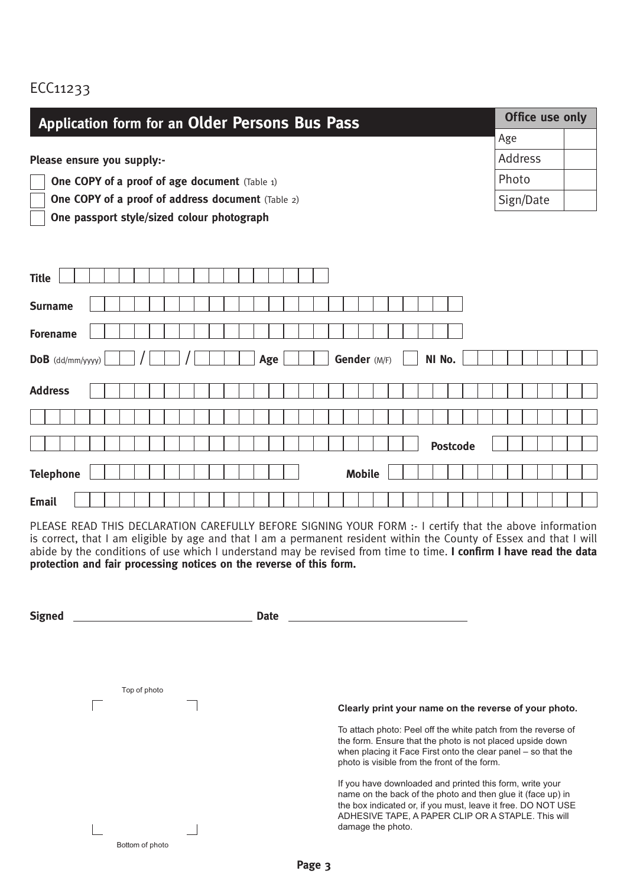ECC11233

# Application form for an Older Persons Bus Pass

| Office use only | |
|---|---|
| Age | |
| Address | |
| Photo | |
| Sign/Date | |

**Please ensure you supply:-**

- ☐ **One COPY of a proof of age document** (Table 1)
- ☐ **One COPY of a proof of address document** (Table 2)
- ☐ **One passport style/sized colour photograph**

**Title**

**Surname**

**Forename**

**DoB** (dd/mm/yyyy) / / **Age** **Gender** (M/F) **NI No.**

**Address**

**Postcode**

**Telephone** **Mobile**

**Email**

PLEASE READ THIS DECLARATION CAREFULLY BEFORE SIGNING YOUR FORM :- I certify that the above information is correct, that I am eligible by age and that I am a permanent resident within the County of Essex and that I will abide by the conditions of use which I understand may be revised from time to time. **I confirm I have read the data protection and fair processing notices on the reverse of this form.**

**Signed** ______________________ **Date** ______________________

Top of photo

Bottom of photo

**Clearly print your name on the reverse of your photo.**

To attach photo: Peel off the white patch from the reverse of the form. Ensure that the photo is not placed upside down when placing it Face First onto the clear panel – so that the photo is visible from the front of the form.

If you have downloaded and printed this form, write your name on the back of the photo and then glue it (face up) in the box indicated or, if you must, leave it free. DO NOT USE ADHESIVE TAPE, A PAPER CLIP OR A STAPLE. This will damage the photo.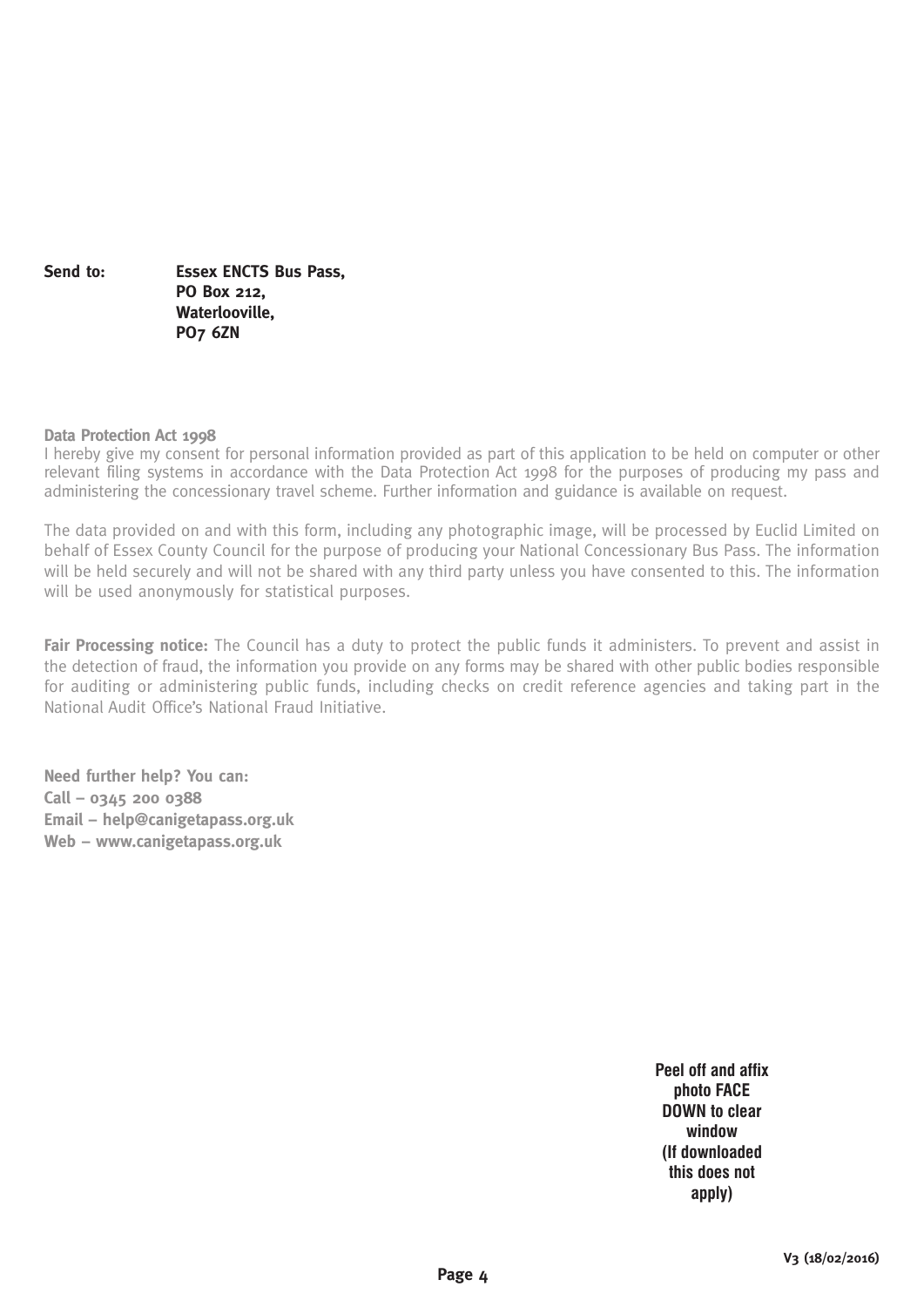**Send to:** **Essex ENCTS Bus Pass,**
**PO Box 212,**
**Waterlooville,**
**PO7 6ZN**

**Data Protection Act 1998**

I hereby give my consent for personal information provided as part of this application to be held on computer or other relevant filing systems in accordance with the Data Protection Act 1998 for the purposes of producing my pass and administering the concessionary travel scheme. Further information and guidance is available on request.

The data provided on and with this form, including any photographic image, will be processed by Euclid Limited on behalf of Essex County Council for the purpose of producing your National Concessionary Bus Pass. The information will be held securely and will not be shared with any third party unless you have consented to this. The information will be used anonymously for statistical purposes.

**Fair Processing notice:** The Council has a duty to protect the public funds it administers. To prevent and assist in the detection of fraud, the information you provide on any forms may be shared with other public bodies responsible for auditing or administering public funds, including checks on credit reference agencies and taking part in the National Audit Office's National Fraud Initiative.

**Need further help? You can:**
**Call – 0345 200 0388**
**Email – help@canigetapass.org.uk**
**Web – www.canigetapass.org.uk**

**Peel off and affix photo FACE DOWN to clear window (If downloaded this does not apply)**

**V3 (18/02/2016)**